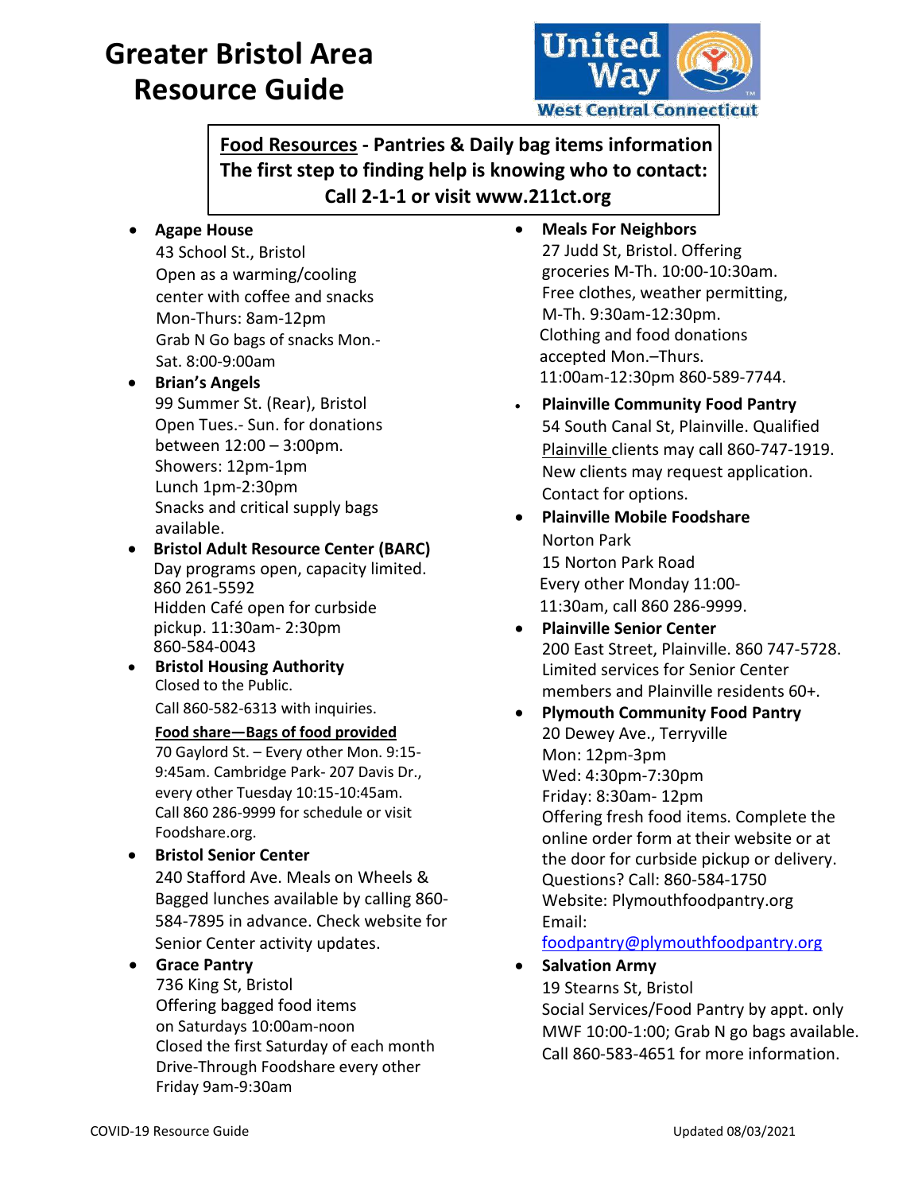# Greater Bristol Area Resource Guide

United Way West Central Connecticut

**Food Resources - Pantries & Daily bag items information**
**The first step to finding help is knowing who to contact:**
**Call 2-1-1 or visit www.211ct.org**

- **Agape House**
  43 School St., Bristol
  Open as a warming/cooling center with coffee and snacks
  Mon-Thurs: 8am-12pm
  Grab N Go bags of snacks Mon.-Sat. 8:00-9:00am

- **Brian's Angels**
  99 Summer St. (Rear), Bristol
  Open Tues.- Sun. for donations between 12:00 – 3:00pm.
  Showers: 12pm-1pm
  Lunch 1pm-2:30pm
  Snacks and critical supply bags available.

- **Bristol Adult Resource Center (BARC)**
  Day programs open, capacity limited.
  860 261-5592
  Hidden Café open for curbside pickup. 11:30am- 2:30pm
  860-584-0043

- **Bristol Housing Authority**
  Closed to the Public.
  Call 860-582-6313 with inquiries.

  **Food share—Bags of food provided**
  70 Gaylord St. – Every other Mon. 9:15-9:45am. Cambridge Park- 207 Davis Dr., every other Tuesday 10:15-10:45am.
  Call 860 286-9999 for schedule or visit Foodshare.org.

- **Bristol Senior Center**
  240 Stafford Ave. Meals on Wheels & Bagged lunches available by calling 860-584-7895 in advance. Check website for Senior Center activity updates.

- **Grace Pantry**
  736 King St, Bristol
  Offering bagged food items on Saturdays 10:00am-noon
  Closed the first Saturday of each month
  Drive-Through Foodshare every other Friday 9am-9:30am

- **Meals For Neighbors**
  27 Judd St, Bristol. Offering groceries M-Th. 10:00-10:30am.
  Free clothes, weather permitting, M-Th. 9:30am-12:30pm.
  Clothing and food donations accepted Mon.–Thurs.
  11:00am-12:30pm 860-589-7744.

- **Plainville Community Food Pantry**
  54 South Canal St, Plainville. Qualified Plainville clients may call 860-747-1919. New clients may request application. Contact for options.

- **Plainville Mobile Foodshare**
  Norton Park
  15 Norton Park Road
  Every other Monday 11:00-11:30am, call 860 286-9999.

- **Plainville Senior Center**
  200 East Street, Plainville. 860 747-5728. Limited services for Senior Center members and Plainville residents 60+.

- **Plymouth Community Food Pantry**
  20 Dewey Ave., Terryville
  Mon: 12pm-3pm
  Wed: 4:30pm-7:30pm
  Friday: 8:30am- 12pm
  Offering fresh food items. Complete the online order form at their website or at the door for curbside pickup or delivery.
  Questions? Call: 860-584-1750
  Website: Plymouthfoodpantry.org
  Email: foodpantry@plymouthfoodpantry.org

- **Salvation Army**
  19 Stearns St, Bristol
  Social Services/Food Pantry by appt. only MWF 10:00-1:00; Grab N go bags available.
  Call 860-583-4651 for more information.

COVID-19 Resource Guide — Updated 08/03/2021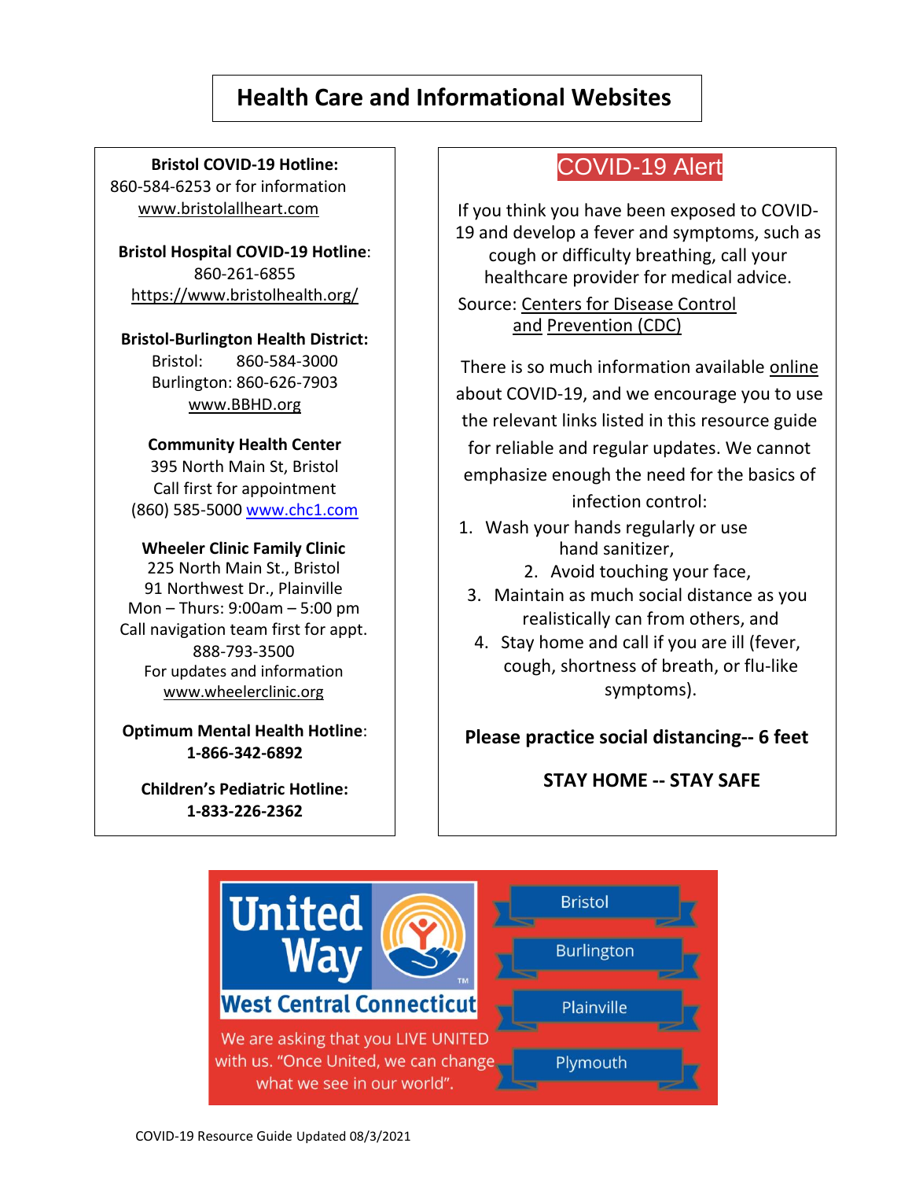# Health Care and Informational Websites

**Bristol COVID-19 Hotline:**
860-584-6253 or for information
www.bristolallheart.com

**Bristol Hospital COVID-19 Hotline**:
860-261-6855
https://www.bristolhealth.org/

**Bristol-Burlington Health District:**
Bristol: 860-584-3000
Burlington: 860-626-7903
www.BBHD.org

**Community Health Center**
395 North Main St, Bristol
Call first for appointment
(860) 585-5000 www.chc1.com

**Wheeler Clinic Family Clinic**
225 North Main St., Bristol
91 Northwest Dr., Plainville
Mon – Thurs: 9:00am – 5:00 pm
Call navigation team first for appt.
888-793-3500
For updates and information
www.wheelerclinic.org

**Optimum Mental Health Hotline**:
**1-866-342-6892**

**Children's Pediatric Hotline:**
**1-833-226-2362**

## COVID-19 Alert

If you think you have been exposed to COVID-19 and develop a fever and symptoms, such as cough or difficulty breathing, call your healthcare provider for medical advice.

Source: Centers for Disease Control and Prevention (CDC)

There is so much information available online about COVID-19, and we encourage you to use the relevant links listed in this resource guide for reliable and regular updates. We cannot emphasize enough the need for the basics of infection control:

1. Wash your hands regularly or use hand sanitizer,
2. Avoid touching your face,
3. Maintain as much social distance as you realistically can from others, and
4. Stay home and call if you are ill (fever, cough, shortness of breath, or flu-like symptoms).

**Please practice social distancing-- 6 feet**

**STAY HOME -- STAY SAFE**

United Way West Central Connecticut

Bristol
Burlington
Plainville
Plymouth

We are asking that you LIVE UNITED with us. "Once United, we can change what we see in our world".

COVID-19 Resource Guide Updated 08/3/2021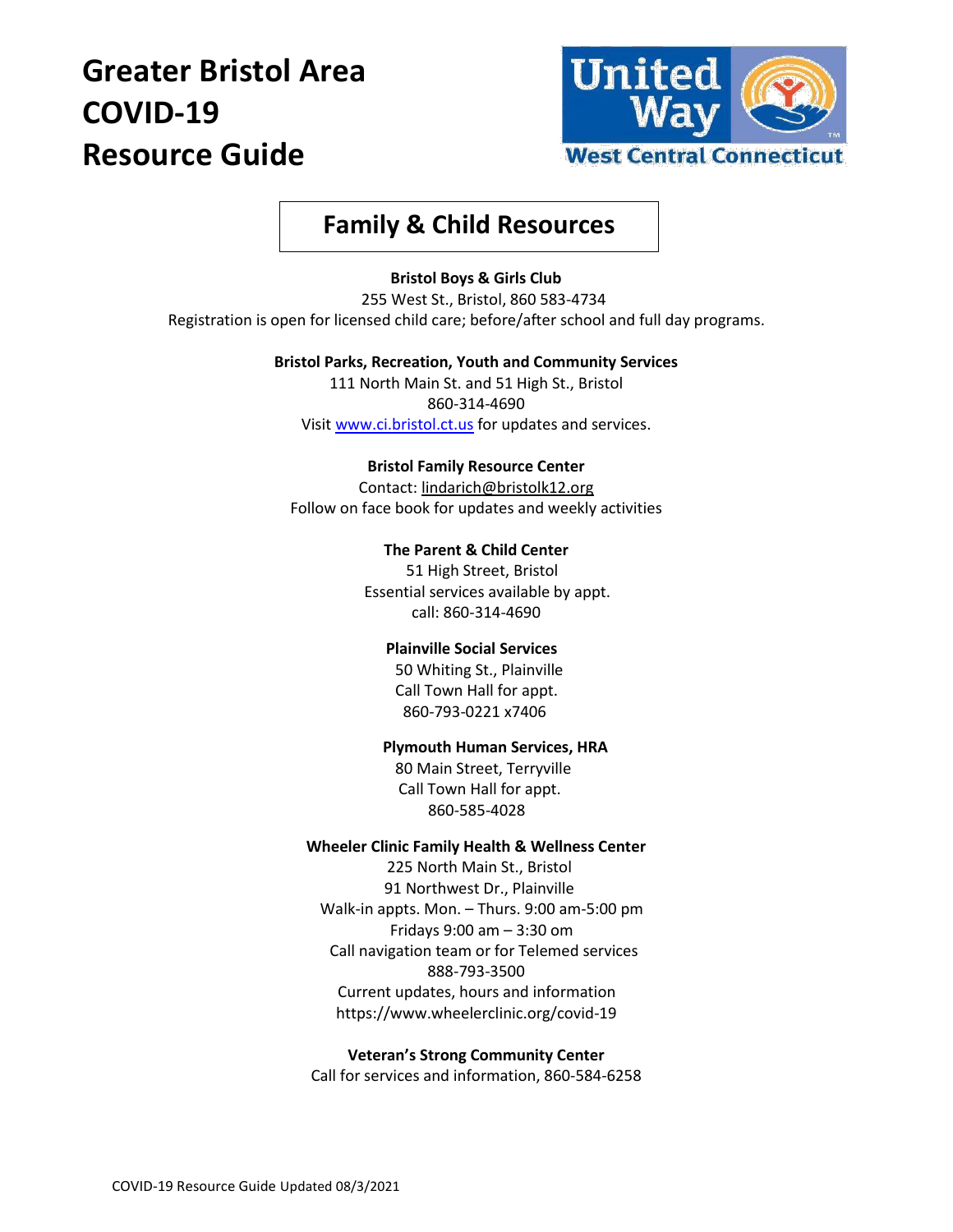# Greater Bristol Area COVID-19 Resource Guide

United Way West Central Connecticut

## Family & Child Resources

**Bristol Boys & Girls Club**
255 West St., Bristol, 860 583-4734
Registration is open for licensed child care; before/after school and full day programs.

**Bristol Parks, Recreation, Youth and Community Services**
111 North Main St. and 51 High St., Bristol
860-314-4690
Visit www.ci.bristol.ct.us for updates and services.

**Bristol Family Resource Center**
Contact: lindarich@bristolk12.org
Follow on face book for updates and weekly activities

**The Parent & Child Center**
51 High Street, Bristol
Essential services available by appt.
call: 860-314-4690

**Plainville Social Services**
50 Whiting St., Plainville
Call Town Hall for appt.
860-793-0221 x7406

**Plymouth Human Services, HRA**
80 Main Street, Terryville
Call Town Hall for appt.
860-585-4028

**Wheeler Clinic Family Health & Wellness Center**
225 North Main St., Bristol
91 Northwest Dr., Plainville
Walk-in appts. Mon. – Thurs. 9:00 am-5:00 pm
Fridays 9:00 am – 3:30 om
Call navigation team or for Telemed services
888-793-3500
Current updates, hours and information
https://www.wheelerclinic.org/covid-19

**Veteran's Strong Community Center**
Call for services and information, 860-584-6258

COVID-19 Resource Guide Updated 08/3/2021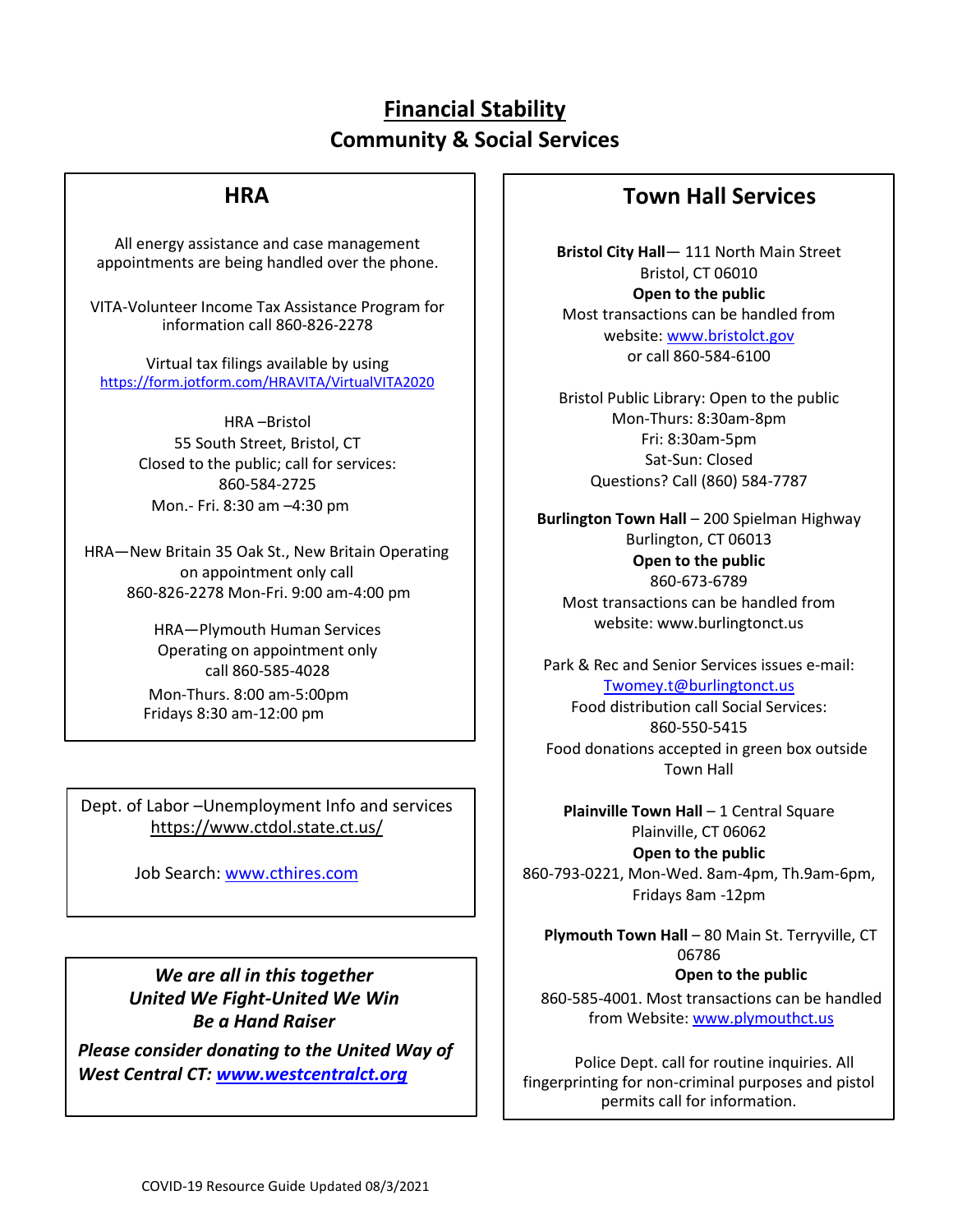# Financial Stability

## Community & Social Services

## HRA

All energy assistance and case management appointments are being handled over the phone.

VITA-Volunteer Income Tax Assistance Program for information call 860-826-2278

Virtual tax filings available by using https://form.jotform.com/HRAVITA/VirtualVITA2020

HRA –Bristol
55 South Street, Bristol, CT
Closed to the public; call for services:
860-584-2725
Mon.- Fri. 8:30 am –4:30 pm

HRA—New Britain 35 Oak St., New Britain Operating on appointment only call
860-826-2278 Mon-Fri. 9:00 am-4:00 pm

HRA—Plymouth Human Services
Operating on appointment only
call 860-585-4028
Mon-Thurs. 8:00 am-5:00pm
Fridays 8:30 am-12:00 pm

Dept. of Labor –Unemployment Info and services
https://www.ctdol.state.ct.us/

Job Search: www.cthires.com

***We are all in this together***
***United We Fight-United We Win***
***Be a Hand Raiser***

***Please consider donating to the United Way of West Central CT: www.westcentralct.org***

## Town Hall Services

**Bristol City Hall**— 111 North Main Street
Bristol, CT 06010
**Open to the public**
Most transactions can be handled from website: www.bristolct.gov
or call 860-584-6100

Bristol Public Library: Open to the public
Mon-Thurs: 8:30am-8pm
Fri: 8:30am-5pm
Sat-Sun: Closed
Questions? Call (860) 584-7787

**Burlington Town Hall** – 200 Spielman Highway
Burlington, CT 06013
**Open to the public**
860-673-6789
Most transactions can be handled from website: www.burlingtonct.us

Park & Rec and Senior Services issues e-mail:
Twomey.t@burlingtonct.us
Food distribution call Social Services:
860-550-5415
Food donations accepted in green box outside Town Hall

**Plainville Town Hall** – 1 Central Square
Plainville, CT 06062
**Open to the public**
860-793-0221, Mon-Wed. 8am-4pm, Th.9am-6pm, Fridays 8am -12pm

**Plymouth Town Hall** – 80 Main St. Terryville, CT 06786
**Open to the public**
860-585-4001. Most transactions can be handled from Website: www.plymouthct.us

Police Dept. call for routine inquiries. All fingerprinting for non-criminal purposes and pistol permits call for information.

COVID-19 Resource Guide Updated 08/3/2021